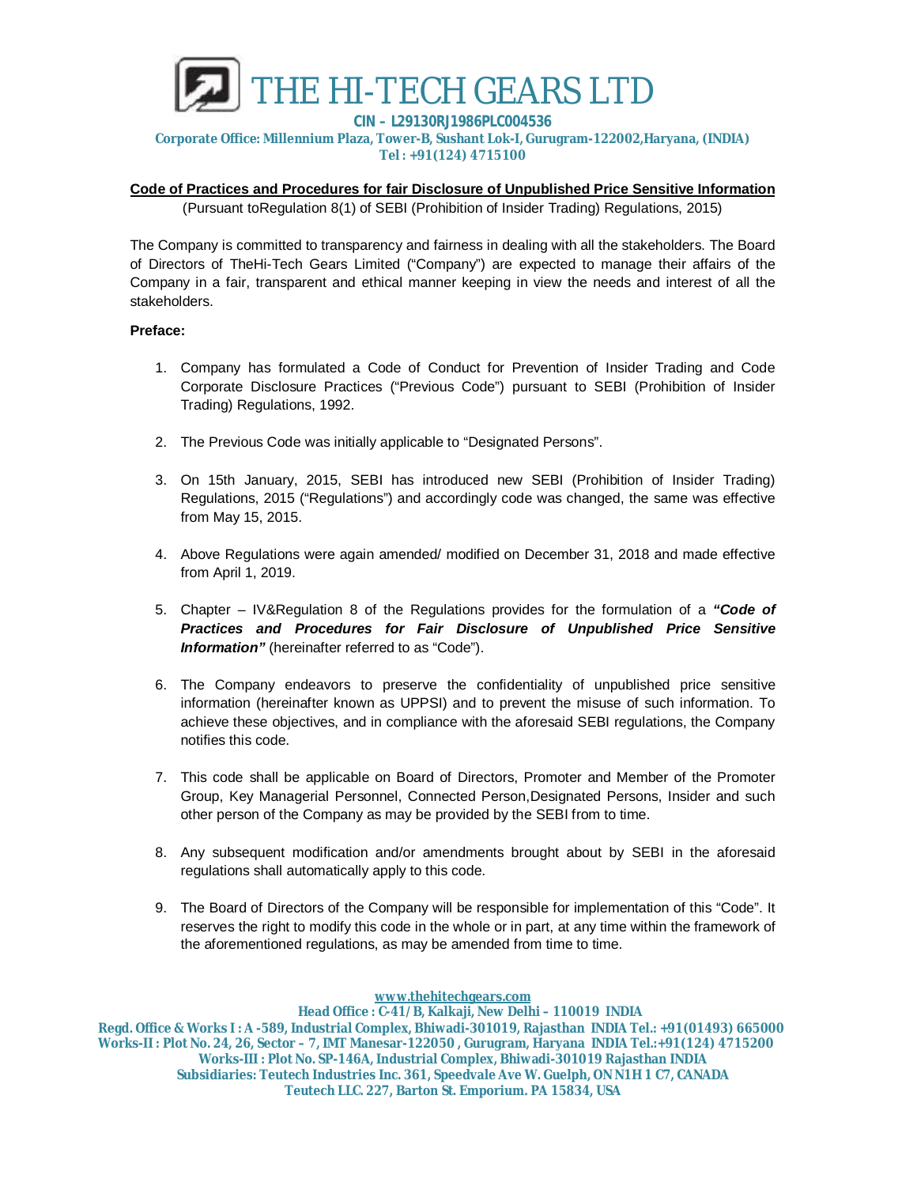# THE HI-TECH GEARS LTD

**CIN – L29130RJ1986PLC004536**
**Corporate Office: Millennium Plaza, Tower-B, Sushant Lok-I, Gurugram-122002,Haryana, (INDIA)**
**Tel : +91(124) 4715100**

## Code of Practices and Procedures for fair Disclosure of Unpublished Price Sensitive Information

(Pursuant toRegulation 8(1) of SEBI (Prohibition of Insider Trading) Regulations, 2015)

The Company is committed to transparency and fairness in dealing with all the stakeholders. The Board of Directors of TheHi-Tech Gears Limited ("Company") are expected to manage their affairs of the Company in a fair, transparent and ethical manner keeping in view the needs and interest of all the stakeholders.

**Preface:**

1. Company has formulated a Code of Conduct for Prevention of Insider Trading and Code Corporate Disclosure Practices ("Previous Code") pursuant to SEBI (Prohibition of Insider Trading) Regulations, 1992.

2. The Previous Code was initially applicable to "Designated Persons".

3. On 15th January, 2015, SEBI has introduced new SEBI (Prohibition of Insider Trading) Regulations, 2015 ("Regulations") and accordingly code was changed, the same was effective from May 15, 2015.

4. Above Regulations were again amended/ modified on December 31, 2018 and made effective from April 1, 2019.

5. Chapter – IV&Regulation 8 of the Regulations provides for the formulation of a ***"Code of Practices and Procedures for Fair Disclosure of Unpublished Price Sensitive Information"*** (hereinafter referred to as "Code").

6. The Company endeavors to preserve the confidentiality of unpublished price sensitive information (hereinafter known as UPPSI) and to prevent the misuse of such information. To achieve these objectives, and in compliance with the aforesaid SEBI regulations, the Company notifies this code.

7. This code shall be applicable on Board of Directors, Promoter and Member of the Promoter Group, Key Managerial Personnel, Connected Person,Designated Persons, Insider and such other person of the Company as may be provided by the SEBI from to time.

8. Any subsequent modification and/or amendments brought about by SEBI in the aforesaid regulations shall automatically apply to this code.

9. The Board of Directors of the Company will be responsible for implementation of this "Code". It reserves the right to modify this code in the whole or in part, at any time within the framework of the aforementioned regulations, as may be amended from time to time.

**www.thehitechgears.com**
**Head Office : C-41/B, Kalkaji, New Delhi – 110019 INDIA**
**Regd. Office & Works I : A -589, Industrial Complex, Bhiwadi-301019, Rajasthan INDIA Tel.: +91(01493) 665000**
**Works-II : Plot No. 24, 26, Sector – 7, IMT Manesar-122050 , Gurugram, Haryana INDIA Tel.:+91(124) 4715200**
**Works-III : Plot No. SP-146A, Industrial Complex, Bhiwadi-301019 Rajasthan INDIA**
**Subsidiaries: Teutech Industries Inc. 361, Speedvale Ave W. Guelph, ON N1H 1 C7, CANADA**
**Teutech LLC. 227, Barton St. Emporium. PA 15834, USA**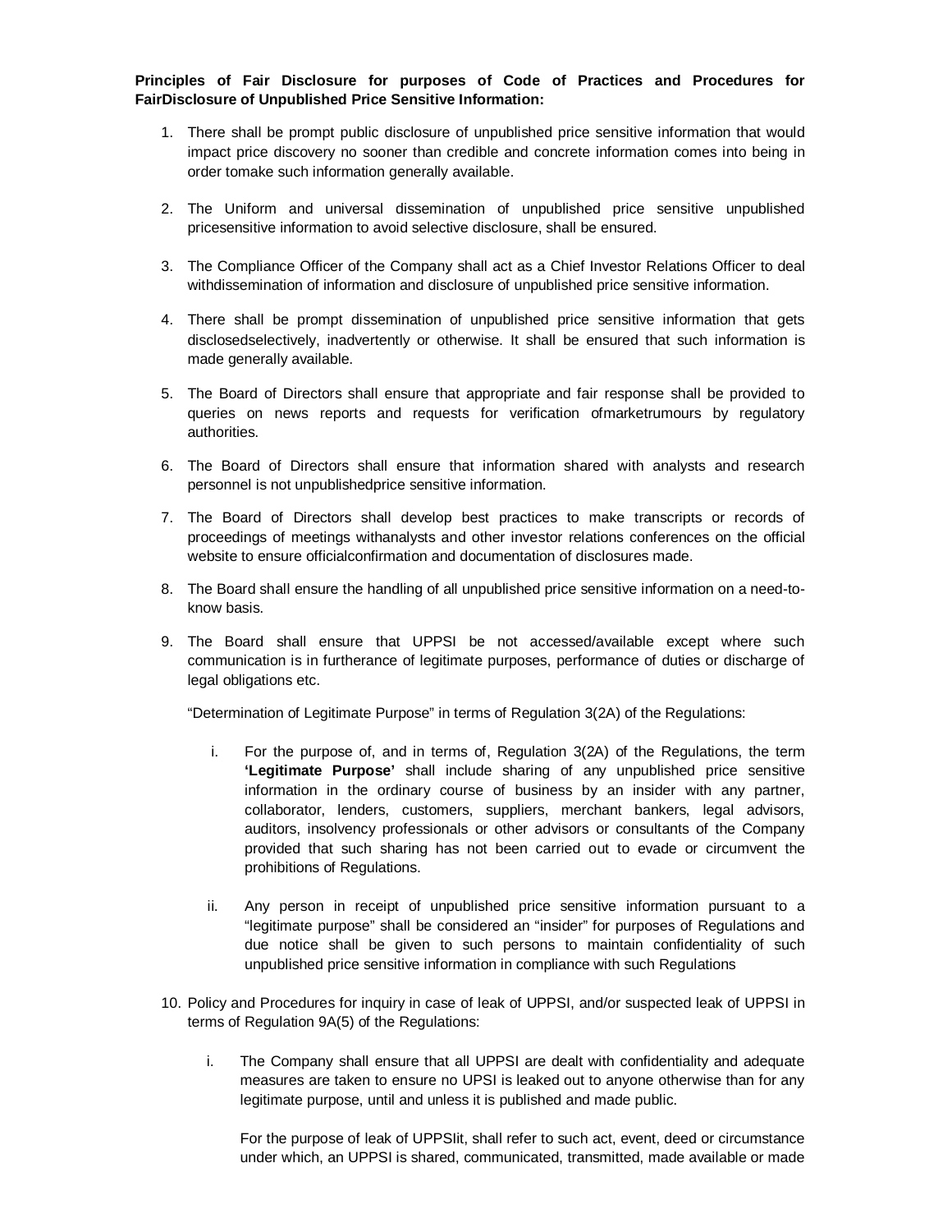**Principles of Fair Disclosure for purposes of Code of Practices and Procedures for FairDisclosure of Unpublished Price Sensitive Information:**

1. There shall be prompt public disclosure of unpublished price sensitive information that would impact price discovery no sooner than credible and concrete information comes into being in order tomake such information generally available.

2. The Uniform and universal dissemination of unpublished price sensitive unpublished pricesensitive information to avoid selective disclosure, shall be ensured.

3. The Compliance Officer of the Company shall act as a Chief Investor Relations Officer to deal withdissemination of information and disclosure of unpublished price sensitive information.

4. There shall be prompt dissemination of unpublished price sensitive information that gets disclosedselectively, inadvertently or otherwise. It shall be ensured that such information is made generally available.

5. The Board of Directors shall ensure that appropriate and fair response shall be provided to queries on news reports and requests for verification ofmarketrumours by regulatory authorities.

6. The Board of Directors shall ensure that information shared with analysts and research personnel is not unpublishedprice sensitive information.

7. The Board of Directors shall develop best practices to make transcripts or records of proceedings of meetings withanalysts and other investor relations conferences on the official website to ensure officialconfirmation and documentation of disclosures made.

8. The Board shall ensure the handling of all unpublished price sensitive information on a need-to-know basis.

9. The Board shall ensure that UPPSI be not accessed/available except where such communication is in furtherance of legitimate purposes, performance of duties or discharge of legal obligations etc.

   "Determination of Legitimate Purpose" in terms of Regulation 3(2A) of the Regulations:

   i. For the purpose of, and in terms of, Regulation 3(2A) of the Regulations, the term **'Legitimate Purpose'** shall include sharing of any unpublished price sensitive information in the ordinary course of business by an insider with any partner, collaborator, lenders, customers, suppliers, merchant bankers, legal advisors, auditors, insolvency professionals or other advisors or consultants of the Company provided that such sharing has not been carried out to evade or circumvent the prohibitions of Regulations.

   ii. Any person in receipt of unpublished price sensitive information pursuant to a "legitimate purpose" shall be considered an "insider" for purposes of Regulations and due notice shall be given to such persons to maintain confidentiality of such unpublished price sensitive information in compliance with such Regulations

10. Policy and Procedures for inquiry in case of leak of UPPSI, and/or suspected leak of UPPSI in terms of Regulation 9A(5) of the Regulations:

    i. The Company shall ensure that all UPPSI are dealt with confidentiality and adequate measures are taken to ensure no UPSI is leaked out to anyone otherwise than for any legitimate purpose, until and unless it is published and made public.

       For the purpose of leak of UPPSIit, shall refer to such act, event, deed or circumstance under which, an UPPSI is shared, communicated, transmitted, made available or made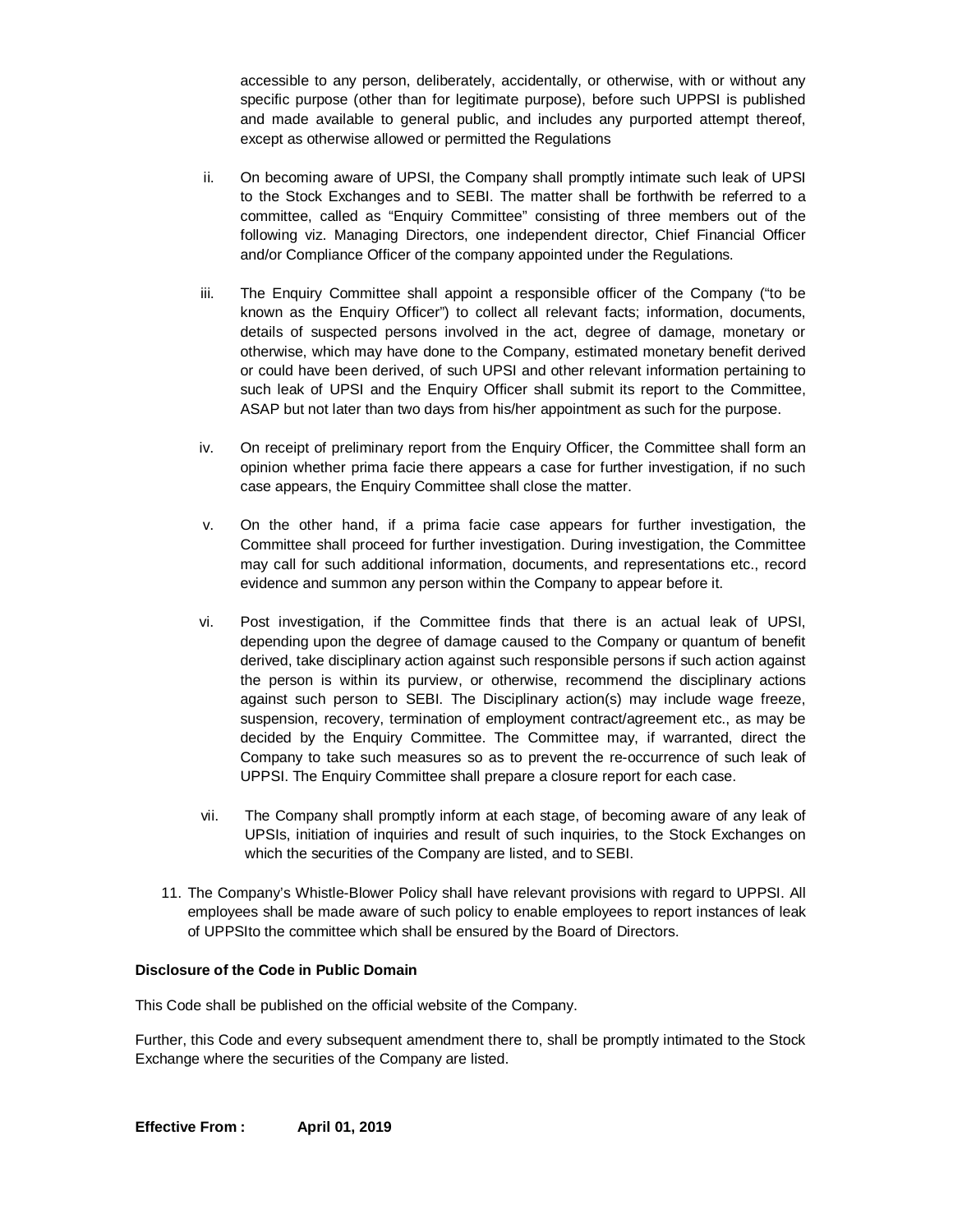accessible to any person, deliberately, accidentally, or otherwise, with or without any specific purpose (other than for legitimate purpose), before such UPPSI is published and made available to general public, and includes any purported attempt thereof, except as otherwise allowed or permitted the Regulations

ii. On becoming aware of UPSI, the Company shall promptly intimate such leak of UPSI to the Stock Exchanges and to SEBI. The matter shall be forthwith be referred to a committee, called as "Enquiry Committee" consisting of three members out of the following viz. Managing Directors, one independent director, Chief Financial Officer and/or Compliance Officer of the company appointed under the Regulations.

iii. The Enquiry Committee shall appoint a responsible officer of the Company ("to be known as the Enquiry Officer") to collect all relevant facts; information, documents, details of suspected persons involved in the act, degree of damage, monetary or otherwise, which may have done to the Company, estimated monetary benefit derived or could have been derived, of such UPSI and other relevant information pertaining to such leak of UPSI and the Enquiry Officer shall submit its report to the Committee, ASAP but not later than two days from his/her appointment as such for the purpose.

iv. On receipt of preliminary report from the Enquiry Officer, the Committee shall form an opinion whether prima facie there appears a case for further investigation, if no such case appears, the Enquiry Committee shall close the matter.

v. On the other hand, if a prima facie case appears for further investigation, the Committee shall proceed for further investigation. During investigation, the Committee may call for such additional information, documents, and representations etc., record evidence and summon any person within the Company to appear before it.

vi. Post investigation, if the Committee finds that there is an actual leak of UPSI, depending upon the degree of damage caused to the Company or quantum of benefit derived, take disciplinary action against such responsible persons if such action against the person is within its purview, or otherwise, recommend the disciplinary actions against such person to SEBI. The Disciplinary action(s) may include wage freeze, suspension, recovery, termination of employment contract/agreement etc., as may be decided by the Enquiry Committee. The Committee may, if warranted, direct the Company to take such measures so as to prevent the re-occurrence of such leak of UPPSI. The Enquiry Committee shall prepare a closure report for each case.

vii. The Company shall promptly inform at each stage, of becoming aware of any leak of UPSIs, initiation of inquiries and result of such inquiries, to the Stock Exchanges on which the securities of the Company are listed, and to SEBI.

11. The Company's Whistle-Blower Policy shall have relevant provisions with regard to UPPSI. All employees shall be made aware of such policy to enable employees to report instances of leak of UPPSIto the committee which shall be ensured by the Board of Directors.

**Disclosure of the Code in Public Domain**

This Code shall be published on the official website of the Company.

Further, this Code and every subsequent amendment there to, shall be promptly intimated to the Stock Exchange where the securities of the Company are listed.

**Effective From : April 01, 2019**